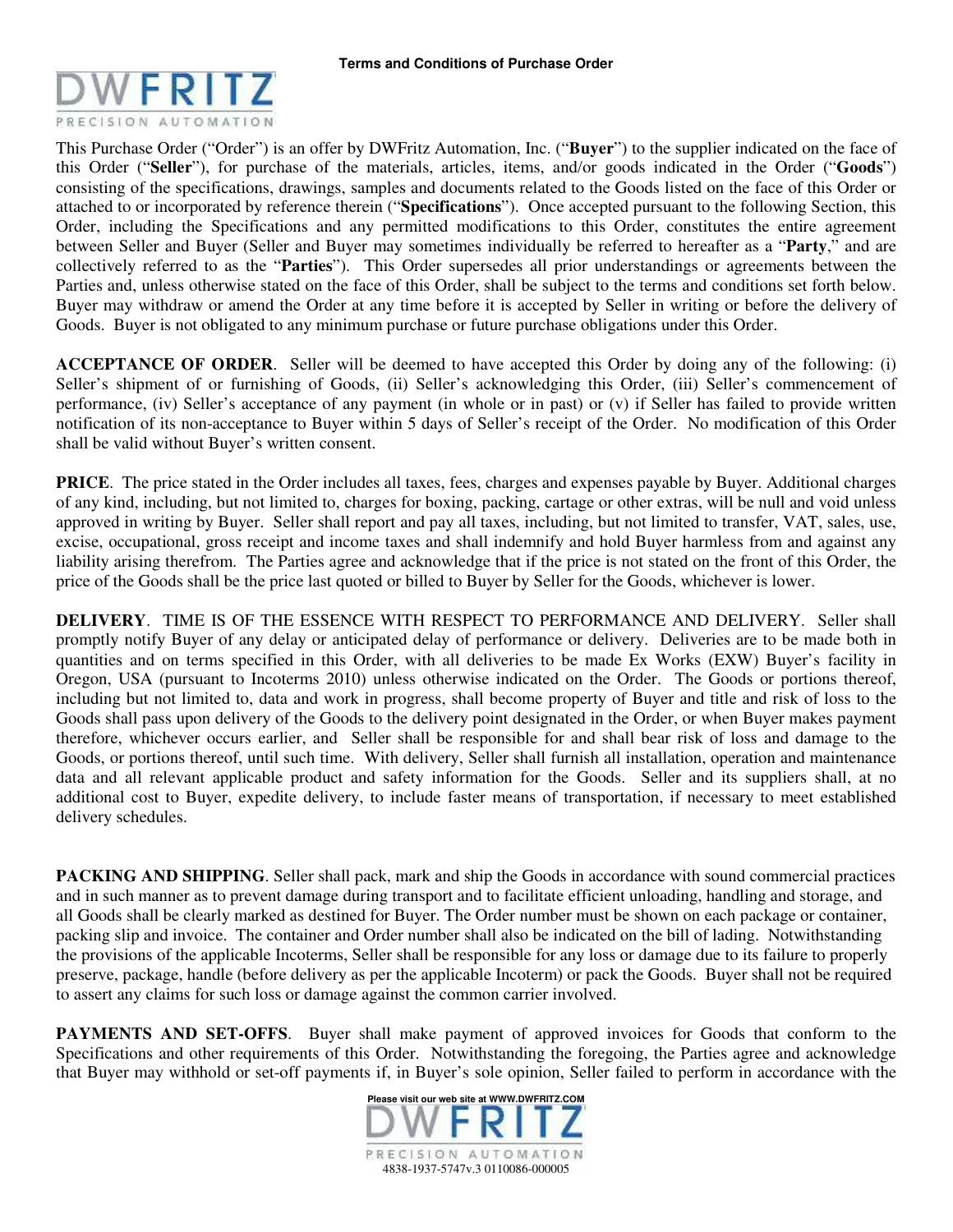**Terms and Conditions of Purchase Order**

This Purchase Order ("Order") is an offer by DWFritz Automation, Inc. ("**Buyer**") to the supplier indicated on the face of this Order ("**Seller**"), for purchase of the materials, articles, items, and/or goods indicated in the Order ("**Goods**") consisting of the specifications, drawings, samples and documents related to the Goods listed on the face of this Order or attached to or incorporated by reference therein ("**Specifications**"). Once accepted pursuant to the following Section, this Order, including the Specifications and any permitted modifications to this Order, constitutes the entire agreement between Seller and Buyer (Seller and Buyer may sometimes individually be referred to hereafter as a "**Party**," and are collectively referred to as the "**Parties**"). This Order supersedes all prior understandings or agreements between the Parties and, unless otherwise stated on the face of this Order, shall be subject to the terms and conditions set forth below. Buyer may withdraw or amend the Order at any time before it is accepted by Seller in writing or before the delivery of Goods. Buyer is not obligated to any minimum purchase or future purchase obligations under this Order.

**ACCEPTANCE OF ORDER**. Seller will be deemed to have accepted this Order by doing any of the following: (i) Seller's shipment of or furnishing of Goods, (ii) Seller's acknowledging this Order, (iii) Seller's commencement of performance, (iv) Seller's acceptance of any payment (in whole or in past) or (v) if Seller has failed to provide written notification of its non-acceptance to Buyer within 5 days of Seller's receipt of the Order. No modification of this Order shall be valid without Buyer's written consent.

**PRICE**. The price stated in the Order includes all taxes, fees, charges and expenses payable by Buyer. Additional charges of any kind, including, but not limited to, charges for boxing, packing, cartage or other extras, will be null and void unless approved in writing by Buyer. Seller shall report and pay all taxes, including, but not limited to transfer, VAT, sales, use, excise, occupational, gross receipt and income taxes and shall indemnify and hold Buyer harmless from and against any liability arising therefrom. The Parties agree and acknowledge that if the price is not stated on the front of this Order, the price of the Goods shall be the price last quoted or billed to Buyer by Seller for the Goods, whichever is lower.

**DELIVERY**. TIME IS OF THE ESSENCE WITH RESPECT TO PERFORMANCE AND DELIVERY. Seller shall promptly notify Buyer of any delay or anticipated delay of performance or delivery. Deliveries are to be made both in quantities and on terms specified in this Order, with all deliveries to be made Ex Works (EXW) Buyer's facility in Oregon, USA (pursuant to Incoterms 2010) unless otherwise indicated on the Order. The Goods or portions thereof, including but not limited to, data and work in progress, shall become property of Buyer and title and risk of loss to the Goods shall pass upon delivery of the Goods to the delivery point designated in the Order, or when Buyer makes payment therefore, whichever occurs earlier, and Seller shall be responsible for and shall bear risk of loss and damage to the Goods, or portions thereof, until such time. With delivery, Seller shall furnish all installation, operation and maintenance data and all relevant applicable product and safety information for the Goods. Seller and its suppliers shall, at no additional cost to Buyer, expedite delivery, to include faster means of transportation, if necessary to meet established delivery schedules.

**PACKING AND SHIPPING**. Seller shall pack, mark and ship the Goods in accordance with sound commercial practices and in such manner as to prevent damage during transport and to facilitate efficient unloading, handling and storage, and all Goods shall be clearly marked as destined for Buyer. The Order number must be shown on each package or container, packing slip and invoice. The container and Order number shall also be indicated on the bill of lading. Notwithstanding the provisions of the applicable Incoterms, Seller shall be responsible for any loss or damage due to its failure to properly preserve, package, handle (before delivery as per the applicable Incoterm) or pack the Goods. Buyer shall not be required to assert any claims for such loss or damage against the common carrier involved.

**PAYMENTS AND SET-OFFS**. Buyer shall make payment of approved invoices for Goods that conform to the Specifications and other requirements of this Order. Notwithstanding the foregoing, the Parties agree and acknowledge that Buyer may withhold or set-off payments if, in Buyer's sole opinion, Seller failed to perform in accordance with the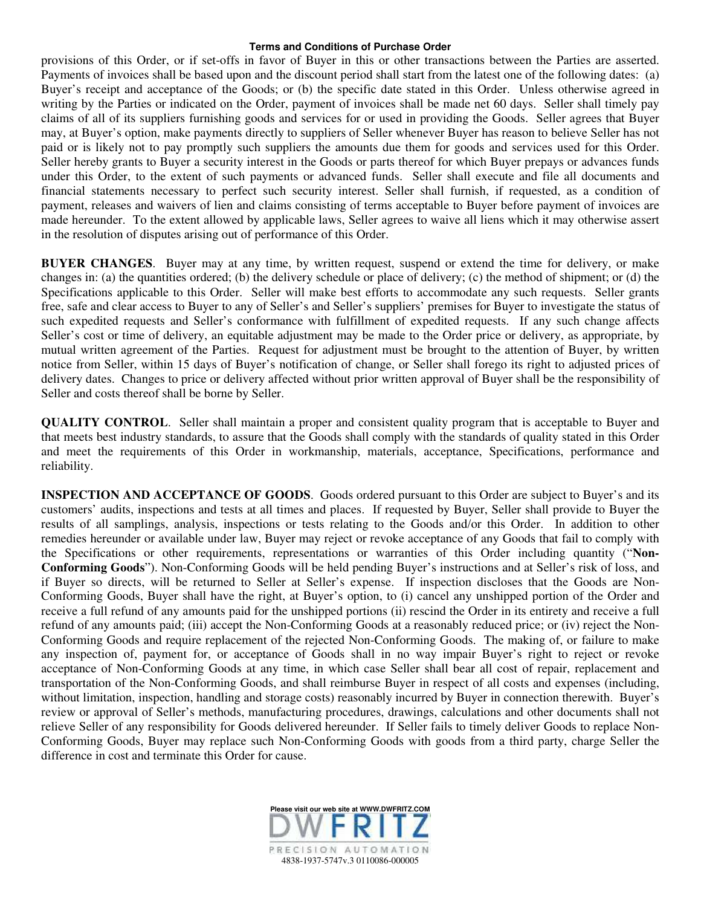provisions of this Order, or if set-offs in favor of Buyer in this or other transactions between the Parties are asserted. Payments of invoices shall be based upon and the discount period shall start from the latest one of the following dates: (a) Buyer's receipt and acceptance of the Goods; or (b) the specific date stated in this Order. Unless otherwise agreed in writing by the Parties or indicated on the Order, payment of invoices shall be made net 60 days. Seller shall timely pay claims of all of its suppliers furnishing goods and services for or used in providing the Goods. Seller agrees that Buyer may, at Buyer's option, make payments directly to suppliers of Seller whenever Buyer has reason to believe Seller has not paid or is likely not to pay promptly such suppliers the amounts due them for goods and services used for this Order. Seller hereby grants to Buyer a security interest in the Goods or parts thereof for which Buyer prepays or advances funds under this Order, to the extent of such payments or advanced funds. Seller shall execute and file all documents and financial statements necessary to perfect such security interest. Seller shall furnish, if requested, as a condition of payment, releases and waivers of lien and claims consisting of terms acceptable to Buyer before payment of invoices are made hereunder. To the extent allowed by applicable laws, Seller agrees to waive all liens which it may otherwise assert in the resolution of disputes arising out of performance of this Order.

**BUYER CHANGES**. Buyer may at any time, by written request, suspend or extend the time for delivery, or make changes in: (a) the quantities ordered; (b) the delivery schedule or place of delivery; (c) the method of shipment; or (d) the Specifications applicable to this Order. Seller will make best efforts to accommodate any such requests. Seller grants free, safe and clear access to Buyer to any of Seller's and Seller's suppliers' premises for Buyer to investigate the status of such expedited requests and Seller's conformance with fulfillment of expedited requests. If any such change affects Seller's cost or time of delivery, an equitable adjustment may be made to the Order price or delivery, as appropriate, by mutual written agreement of the Parties. Request for adjustment must be brought to the attention of Buyer, by written notice from Seller, within 15 days of Buyer's notification of change, or Seller shall forego its right to adjusted prices of delivery dates. Changes to price or delivery affected without prior written approval of Buyer shall be the responsibility of Seller and costs thereof shall be borne by Seller.

**QUALITY CONTROL**. Seller shall maintain a proper and consistent quality program that is acceptable to Buyer and that meets best industry standards, to assure that the Goods shall comply with the standards of quality stated in this Order and meet the requirements of this Order in workmanship, materials, acceptance, Specifications, performance and reliability.

**INSPECTION AND ACCEPTANCE OF GOODS**. Goods ordered pursuant to this Order are subject to Buyer's and its customers' audits, inspections and tests at all times and places. If requested by Buyer, Seller shall provide to Buyer the results of all samplings, analysis, inspections or tests relating to the Goods and/or this Order. In addition to other remedies hereunder or available under law, Buyer may reject or revoke acceptance of any Goods that fail to comply with the Specifications or other requirements, representations or warranties of this Order including quantity ("**Non-Conforming Goods**"). Non-Conforming Goods will be held pending Buyer's instructions and at Seller's risk of loss, and if Buyer so directs, will be returned to Seller at Seller's expense. If inspection discloses that the Goods are Non-Conforming Goods, Buyer shall have the right, at Buyer's option, to (i) cancel any unshipped portion of the Order and receive a full refund of any amounts paid for the unshipped portions (ii) rescind the Order in its entirety and receive a full refund of any amounts paid; (iii) accept the Non-Conforming Goods at a reasonably reduced price; or (iv) reject the Non-Conforming Goods and require replacement of the rejected Non-Conforming Goods. The making of, or failure to make any inspection of, payment for, or acceptance of Goods shall in no way impair Buyer's right to reject or revoke acceptance of Non-Conforming Goods at any time, in which case Seller shall bear all cost of repair, replacement and transportation of the Non-Conforming Goods, and shall reimburse Buyer in respect of all costs and expenses (including, without limitation, inspection, handling and storage costs) reasonably incurred by Buyer in connection therewith. Buyer's review or approval of Seller's methods, manufacturing procedures, drawings, calculations and other documents shall not relieve Seller of any responsibility for Goods delivered hereunder. If Seller fails to timely deliver Goods to replace Non-Conforming Goods, Buyer may replace such Non-Conforming Goods with goods from a third party, charge Seller the difference in cost and terminate this Order for cause.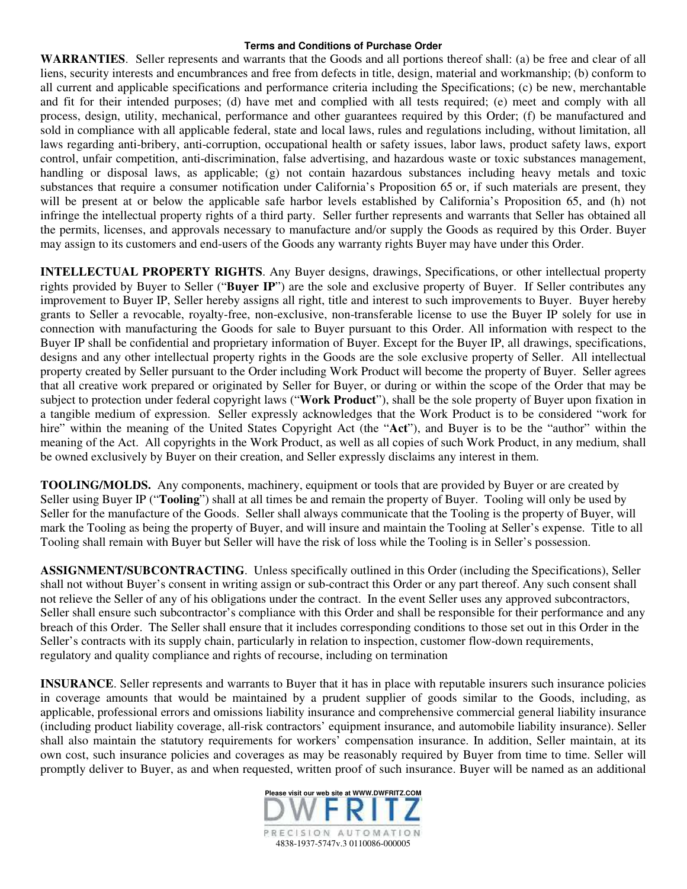**Terms and Conditions of Purchase Order**

**WARRANTIES**. Seller represents and warrants that the Goods and all portions thereof shall: (a) be free and clear of all liens, security interests and encumbrances and free from defects in title, design, material and workmanship; (b) conform to all current and applicable specifications and performance criteria including the Specifications; (c) be new, merchantable and fit for their intended purposes; (d) have met and complied with all tests required; (e) meet and comply with all process, design, utility, mechanical, performance and other guarantees required by this Order; (f) be manufactured and sold in compliance with all applicable federal, state and local laws, rules and regulations including, without limitation, all laws regarding anti-bribery, anti-corruption, occupational health or safety issues, labor laws, product safety laws, export control, unfair competition, anti-discrimination, false advertising, and hazardous waste or toxic substances management, handling or disposal laws, as applicable; (g) not contain hazardous substances including heavy metals and toxic substances that require a consumer notification under California's Proposition 65 or, if such materials are present, they will be present at or below the applicable safe harbor levels established by California's Proposition 65, and (h) not infringe the intellectual property rights of a third party. Seller further represents and warrants that Seller has obtained all the permits, licenses, and approvals necessary to manufacture and/or supply the Goods as required by this Order. Buyer may assign to its customers and end-users of the Goods any warranty rights Buyer may have under this Order.

**INTELLECTUAL PROPERTY RIGHTS**. Any Buyer designs, drawings, Specifications, or other intellectual property rights provided by Buyer to Seller ("**Buyer IP**") are the sole and exclusive property of Buyer. If Seller contributes any improvement to Buyer IP, Seller hereby assigns all right, title and interest to such improvements to Buyer. Buyer hereby grants to Seller a revocable, royalty-free, non-exclusive, non-transferable license to use the Buyer IP solely for use in connection with manufacturing the Goods for sale to Buyer pursuant to this Order. All information with respect to the Buyer IP shall be confidential and proprietary information of Buyer. Except for the Buyer IP, all drawings, specifications, designs and any other intellectual property rights in the Goods are the sole exclusive property of Seller. All intellectual property created by Seller pursuant to the Order including Work Product will become the property of Buyer. Seller agrees that all creative work prepared or originated by Seller for Buyer, or during or within the scope of the Order that may be subject to protection under federal copyright laws ("**Work Product**"), shall be the sole property of Buyer upon fixation in a tangible medium of expression. Seller expressly acknowledges that the Work Product is to be considered "work for hire" within the meaning of the United States Copyright Act (the "**Act**"), and Buyer is to be the "author" within the meaning of the Act. All copyrights in the Work Product, as well as all copies of such Work Product, in any medium, shall be owned exclusively by Buyer on their creation, and Seller expressly disclaims any interest in them.

**TOOLING/MOLDS.** Any components, machinery, equipment or tools that are provided by Buyer or are created by Seller using Buyer IP ("**Tooling**") shall at all times be and remain the property of Buyer. Tooling will only be used by Seller for the manufacture of the Goods. Seller shall always communicate that the Tooling is the property of Buyer, will mark the Tooling as being the property of Buyer, and will insure and maintain the Tooling at Seller's expense. Title to all Tooling shall remain with Buyer but Seller will have the risk of loss while the Tooling is in Seller's possession.

**ASSIGNMENT/SUBCONTRACTING**. Unless specifically outlined in this Order (including the Specifications), Seller shall not without Buyer's consent in writing assign or sub-contract this Order or any part thereof. Any such consent shall not relieve the Seller of any of his obligations under the contract. In the event Seller uses any approved subcontractors, Seller shall ensure such subcontractor's compliance with this Order and shall be responsible for their performance and any breach of this Order. The Seller shall ensure that it includes corresponding conditions to those set out in this Order in the Seller's contracts with its supply chain, particularly in relation to inspection, customer flow-down requirements, regulatory and quality compliance and rights of recourse, including on termination

**INSURANCE**. Seller represents and warrants to Buyer that it has in place with reputable insurers such insurance policies in coverage amounts that would be maintained by a prudent supplier of goods similar to the Goods, including, as applicable, professional errors and omissions liability insurance and comprehensive commercial general liability insurance (including product liability coverage, all-risk contractors' equipment insurance, and automobile liability insurance). Seller shall also maintain the statutory requirements for workers' compensation insurance. In addition, Seller maintain, at its own cost, such insurance policies and coverages as may be reasonably required by Buyer from time to time. Seller will promptly deliver to Buyer, as and when requested, written proof of such insurance. Buyer will be named as an additional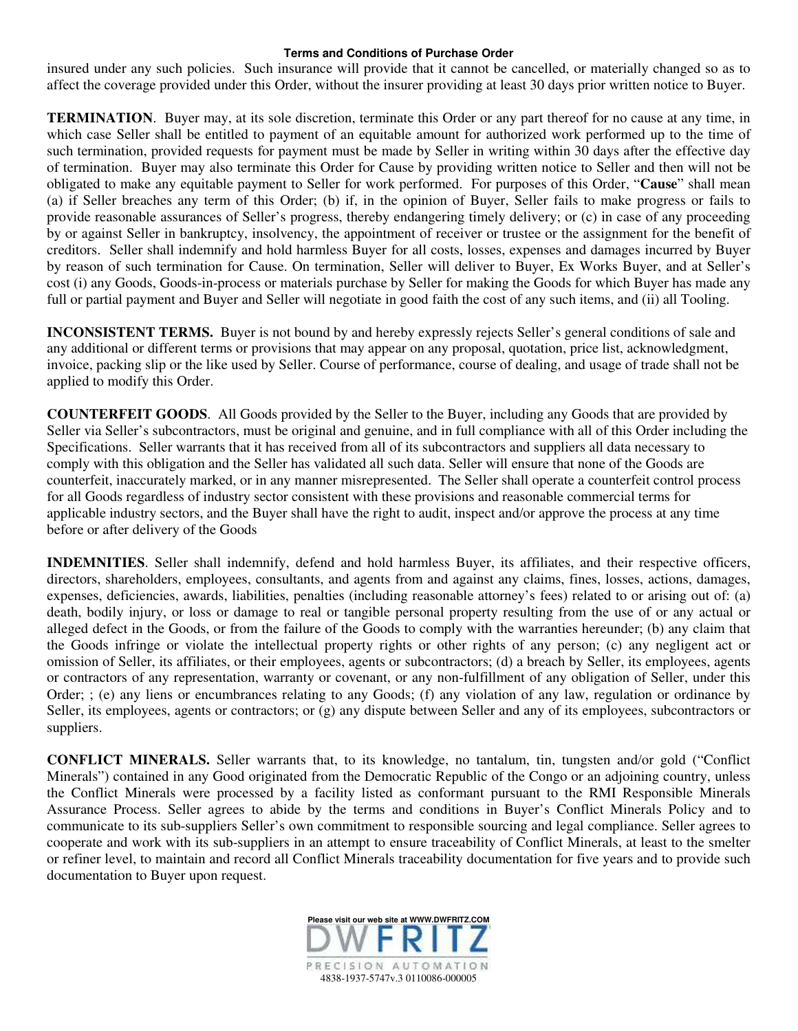insured under any such policies. Such insurance will provide that it cannot be cancelled, or materially changed so as to affect the coverage provided under this Order, without the insurer providing at least 30 days prior written notice to Buyer.

**TERMINATION**. Buyer may, at its sole discretion, terminate this Order or any part thereof for no cause at any time, in which case Seller shall be entitled to payment of an equitable amount for authorized work performed up to the time of such termination, provided requests for payment must be made by Seller in writing within 30 days after the effective day of termination. Buyer may also terminate this Order for Cause by providing written notice to Seller and then will not be obligated to make any equitable payment to Seller for work performed. For purposes of this Order, "**Cause**" shall mean (a) if Seller breaches any term of this Order; (b) if, in the opinion of Buyer, Seller fails to make progress or fails to provide reasonable assurances of Seller's progress, thereby endangering timely delivery; or (c) in case of any proceeding by or against Seller in bankruptcy, insolvency, the appointment of receiver or trustee or the assignment for the benefit of creditors. Seller shall indemnify and hold harmless Buyer for all costs, losses, expenses and damages incurred by Buyer by reason of such termination for Cause. On termination, Seller will deliver to Buyer, Ex Works Buyer, and at Seller's cost (i) any Goods, Goods-in-process or materials purchase by Seller for making the Goods for which Buyer has made any full or partial payment and Buyer and Seller will negotiate in good faith the cost of any such items, and (ii) all Tooling.

**INCONSISTENT TERMS.** Buyer is not bound by and hereby expressly rejects Seller's general conditions of sale and any additional or different terms or provisions that may appear on any proposal, quotation, price list, acknowledgment, invoice, packing slip or the like used by Seller. Course of performance, course of dealing, and usage of trade shall not be applied to modify this Order.

**COUNTERFEIT GOODS**. All Goods provided by the Seller to the Buyer, including any Goods that are provided by Seller via Seller's subcontractors, must be original and genuine, and in full compliance with all of this Order including the Specifications. Seller warrants that it has received from all of its subcontractors and suppliers all data necessary to comply with this obligation and the Seller has validated all such data. Seller will ensure that none of the Goods are counterfeit, inaccurately marked, or in any manner misrepresented. The Seller shall operate a counterfeit control process for all Goods regardless of industry sector consistent with these provisions and reasonable commercial terms for applicable industry sectors, and the Buyer shall have the right to audit, inspect and/or approve the process at any time before or after delivery of the Goods

**INDEMNITIES**. Seller shall indemnify, defend and hold harmless Buyer, its affiliates, and their respective officers, directors, shareholders, employees, consultants, and agents from and against any claims, fines, losses, actions, damages, expenses, deficiencies, awards, liabilities, penalties (including reasonable attorney's fees) related to or arising out of: (a) death, bodily injury, or loss or damage to real or tangible personal property resulting from the use of or any actual or alleged defect in the Goods, or from the failure of the Goods to comply with the warranties hereunder; (b) any claim that the Goods infringe or violate the intellectual property rights or other rights of any person; (c) any negligent act or omission of Seller, its affiliates, or their employees, agents or subcontractors; (d) a breach by Seller, its employees, agents or contractors of any representation, warranty or covenant, or any non-fulfillment of any obligation of Seller, under this Order; ; (e) any liens or encumbrances relating to any Goods; (f) any violation of any law, regulation or ordinance by Seller, its employees, agents or contractors; or (g) any dispute between Seller and any of its employees, subcontractors or suppliers.

**CONFLICT MINERALS.** Seller warrants that, to its knowledge, no tantalum, tin, tungsten and/or gold ("Conflict Minerals") contained in any Good originated from the Democratic Republic of the Congo or an adjoining country, unless the Conflict Minerals were processed by a facility listed as conformant pursuant to the RMI Responsible Minerals Assurance Process. Seller agrees to abide by the terms and conditions in Buyer's Conflict Minerals Policy and to communicate to its sub-suppliers Seller's own commitment to responsible sourcing and legal compliance. Seller agrees to cooperate and work with its sub-suppliers in an attempt to ensure traceability of Conflict Minerals, at least to the smelter or refiner level, to maintain and record all Conflict Minerals traceability documentation for five years and to provide such documentation to Buyer upon request.

4838-1937-5747v.3 0110086-000005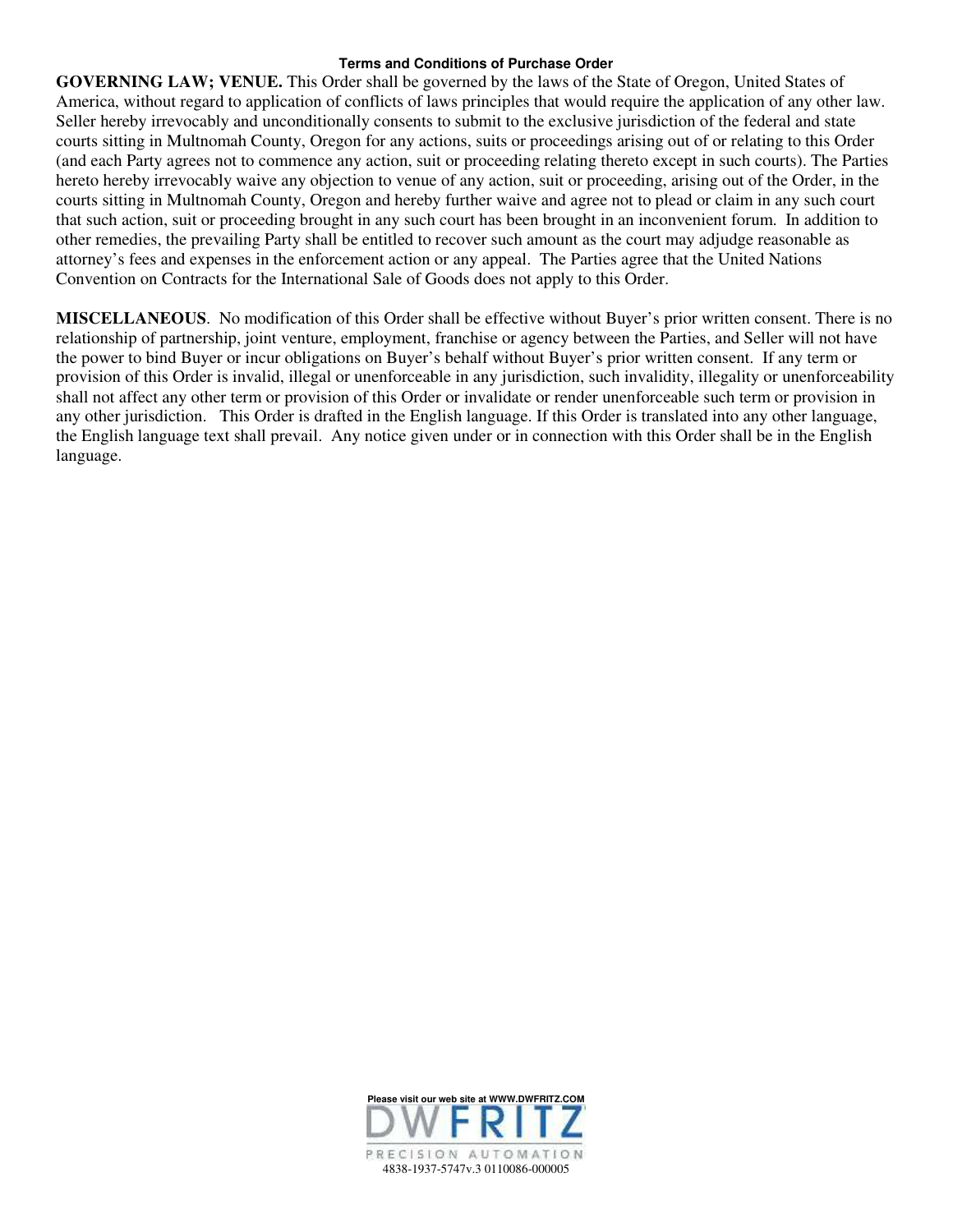**Terms and Conditions of Purchase Order**

**GOVERNING LAW; VENUE.** This Order shall be governed by the laws of the State of Oregon, United States of America, without regard to application of conflicts of laws principles that would require the application of any other law. Seller hereby irrevocably and unconditionally consents to submit to the exclusive jurisdiction of the federal and state courts sitting in Multnomah County, Oregon for any actions, suits or proceedings arising out of or relating to this Order (and each Party agrees not to commence any action, suit or proceeding relating thereto except in such courts). The Parties hereto hereby irrevocably waive any objection to venue of any action, suit or proceeding, arising out of the Order, in the courts sitting in Multnomah County, Oregon and hereby further waive and agree not to plead or claim in any such court that such action, suit or proceeding brought in any such court has been brought in an inconvenient forum. In addition to other remedies, the prevailing Party shall be entitled to recover such amount as the court may adjudge reasonable as attorney's fees and expenses in the enforcement action or any appeal. The Parties agree that the United Nations Convention on Contracts for the International Sale of Goods does not apply to this Order.

**MISCELLANEOUS**. No modification of this Order shall be effective without Buyer's prior written consent. There is no relationship of partnership, joint venture, employment, franchise or agency between the Parties, and Seller will not have the power to bind Buyer or incur obligations on Buyer's behalf without Buyer's prior written consent. If any term or provision of this Order is invalid, illegal or unenforceable in any jurisdiction, such invalidity, illegality or unenforceability shall not affect any other term or provision of this Order or invalidate or render unenforceable such term or provision in any other jurisdiction. This Order is drafted in the English language. If this Order is translated into any other language, the English language text shall prevail. Any notice given under or in connection with this Order shall be in the English language.

Please visit our web site at WWW.DWFRITZ.COM

DWFRITZ

PRECISION AUTOMATION

4838-1937-5747v.3 0110086-000005